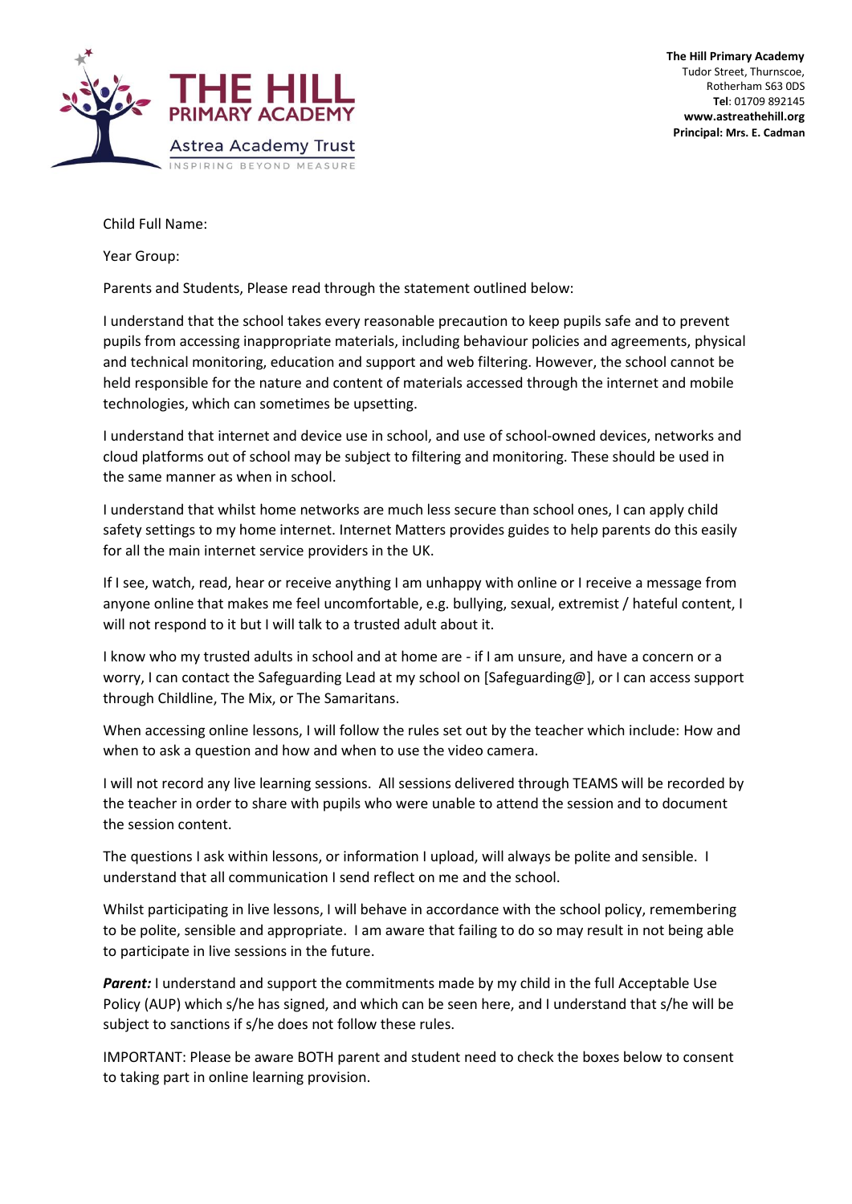**THE HILL PRIMARY ACADEMY**
Astrea Academy Trust
INSPIRING BEYOND MEASURE

**The Hill Primary Academy**
Tudor Street, Thurnscoe,
Rotherham S63 0DS
**Tel**: 01709 892145
**www.astreathehill.org**
**Principal: Mrs. E. Cadman**

Child Full Name:

Year Group:

Parents and Students, Please read through the statement outlined below:

I understand that the school takes every reasonable precaution to keep pupils safe and to prevent pupils from accessing inappropriate materials, including behaviour policies and agreements, physical and technical monitoring, education and support and web filtering. However, the school cannot be held responsible for the nature and content of materials accessed through the internet and mobile technologies, which can sometimes be upsetting.

I understand that internet and device use in school, and use of school-owned devices, networks and cloud platforms out of school may be subject to filtering and monitoring. These should be used in the same manner as when in school.

I understand that whilst home networks are much less secure than school ones, I can apply child safety settings to my home internet. Internet Matters provides guides to help parents do this easily for all the main internet service providers in the UK.

If I see, watch, read, hear or receive anything I am unhappy with online or I receive a message from anyone online that makes me feel uncomfortable, e.g. bullying, sexual, extremist / hateful content, I will not respond to it but I will talk to a trusted adult about it.

I know who my trusted adults in school and at home are - if I am unsure, and have a concern or a worry, I can contact the Safeguarding Lead at my school on [Safeguarding@], or I can access support through Childline, The Mix, or The Samaritans.

When accessing online lessons, I will follow the rules set out by the teacher which include: How and when to ask a question and how and when to use the video camera.

I will not record any live learning sessions. All sessions delivered through TEAMS will be recorded by the teacher in order to share with pupils who were unable to attend the session and to document the session content.

The questions I ask within lessons, or information I upload, will always be polite and sensible. I understand that all communication I send reflect on me and the school.

Whilst participating in live lessons, I will behave in accordance with the school policy, remembering to be polite, sensible and appropriate. I am aware that failing to do so may result in not being able to participate in live sessions in the future.

***Parent:*** I understand and support the commitments made by my child in the full Acceptable Use Policy (AUP) which s/he has signed, and which can be seen here, and I understand that s/he will be subject to sanctions if s/he does not follow these rules.

IMPORTANT: Please be aware BOTH parent and student need to check the boxes below to consent to taking part in online learning provision.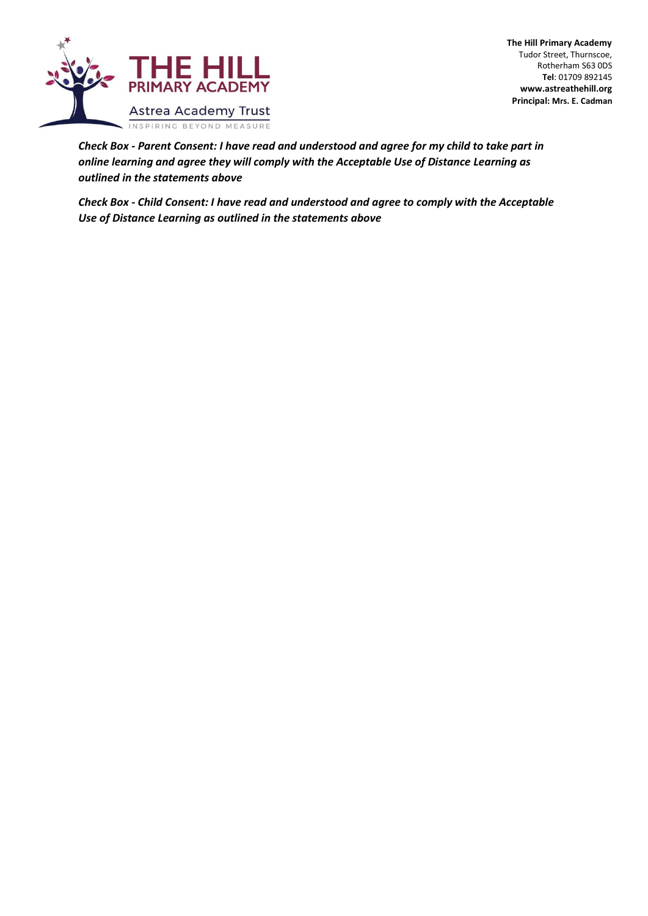The Hill Primary Academy
Tudor Street, Thurnscoe,
Rotherham S63 0DS
**Tel**: 01709 892145
**www.astreathehill.org**
**Principal: Mrs. E. Cadman**

***Check Box - Parent Consent: I have read and understood and agree for my child to take part in online learning and agree they will comply with the Acceptable Use of Distance Learning as outlined in the statements above***

***Check Box - Child Consent: I have read and understood and agree to comply with the Acceptable Use of Distance Learning as outlined in the statements above***